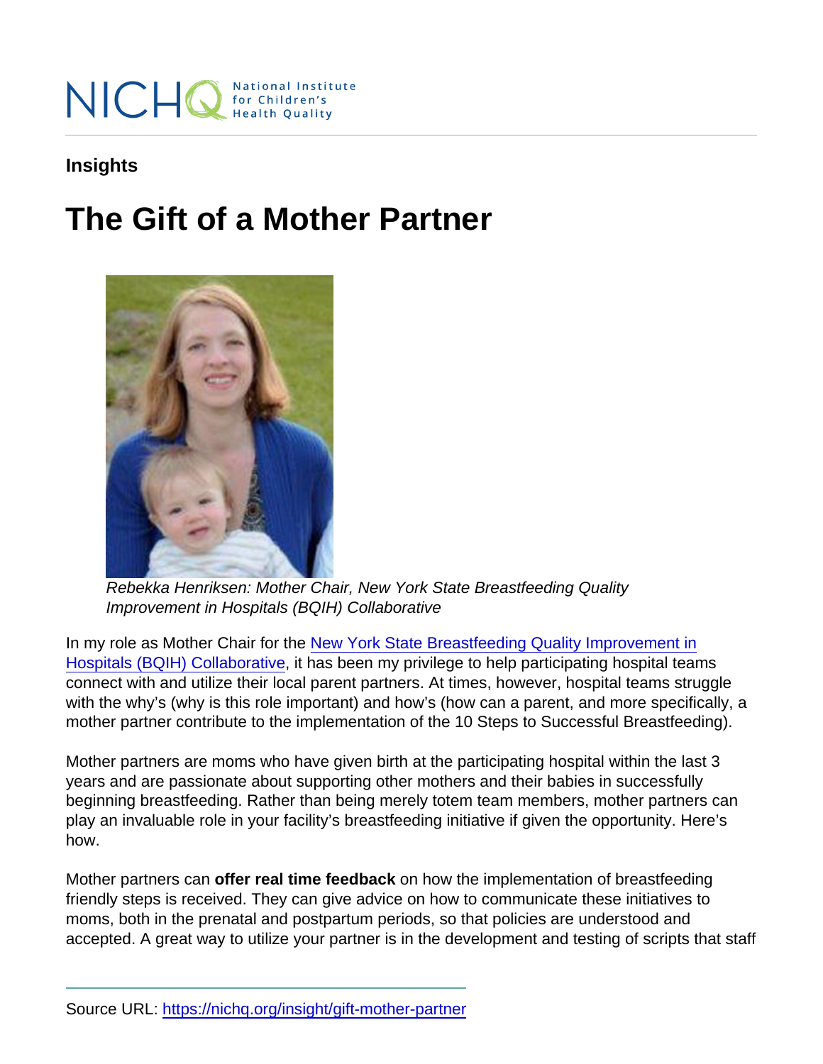Insights

# The Gift of a Mother Partner

Rebekka Henriksen: Mother Chair, New York State Breastfeeding Quality Improvement in Hospitals (BQIH) Collaborative

In my role as Mother Chair for the New York State Breastfeeding Quality Improvement in Hospitals (BQIH) Collaborative, it has been my privilege to help participating hospital teams connect with and utilize their local parent partners. At times, however, hospital teams struggle with the why's (why is this role important) and how's (how can a parent, and more specifically, a mother partner contribute to the implementation of the 10 Steps to Successful Breastfeeding).

Mother partners are moms who have given birth at the participating hospital within the last 3 years and are passionate about supporting other mothers and their babies in successfully beginning breastfeeding. Rather than being merely totem team members, mother partners can play an invaluable role in your facility's breastfeeding initiative if given the opportunity. Here's how.

Mother partners can **offer real time feedback** on how the implementation of breastfeeding friendly steps is received. They can give advice on how to communicate these initiatives to moms, both in the prenatal and postpartum periods, so that policies are understood and accepted. A great way to utilize your partner is in the development and testing of scripts that staff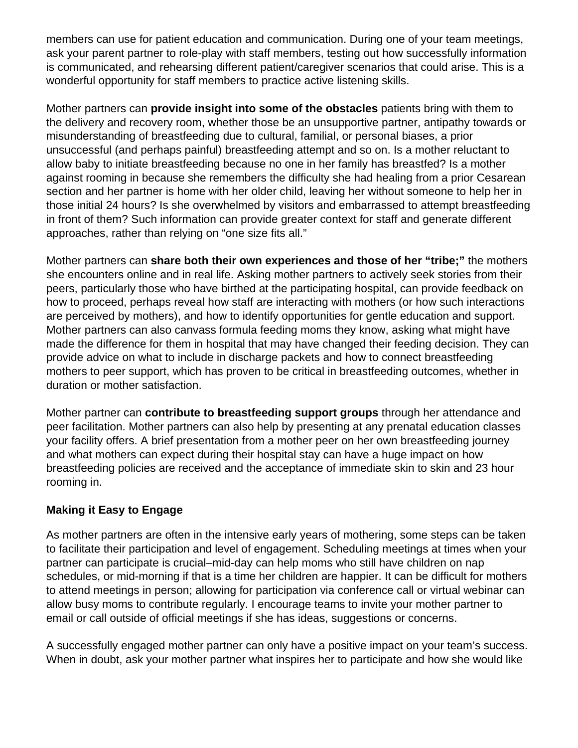members can use for patient education and communication. During one of your team meetings, ask your parent partner to role-play with staff members, testing out how successfully information is communicated, and rehearsing different patient/caregiver scenarios that could arise. This is a wonderful opportunity for staff members to practice active listening skills.

Mother partners can **provide insight into some of the obstacles** patients bring with them to the delivery and recovery room, whether those be an unsupportive partner, antipathy towards or misunderstanding of breastfeeding due to cultural, familial, or personal biases, a prior unsuccessful (and perhaps painful) breastfeeding attempt and so on. Is a mother reluctant to allow baby to initiate breastfeeding because no one in her family has breastfed? Is a mother against rooming in because she remembers the difficulty she had healing from a prior Cesarean section and her partner is home with her older child, leaving her without someone to help her in those initial 24 hours? Is she overwhelmed by visitors and embarrassed to attempt breastfeeding in front of them? Such information can provide greater context for staff and generate different approaches, rather than relying on "one size fits all."

Mother partners can **share both their own experiences and those of her "tribe;"** the mothers she encounters online and in real life. Asking mother partners to actively seek stories from their peers, particularly those who have birthed at the participating hospital, can provide feedback on how to proceed, perhaps reveal how staff are interacting with mothers (or how such interactions are perceived by mothers), and how to identify opportunities for gentle education and support. Mother partners can also canvass formula feeding moms they know, asking what might have made the difference for them in hospital that may have changed their feeding decision. They can provide advice on what to include in discharge packets and how to connect breastfeeding mothers to peer support, which has proven to be critical in breastfeeding outcomes, whether in duration or mother satisfaction.

Mother partner can **contribute to breastfeeding support groups** through her attendance and peer facilitation. Mother partners can also help by presenting at any prenatal education classes your facility offers. A brief presentation from a mother peer on her own breastfeeding journey and what mothers can expect during their hospital stay can have a huge impact on how breastfeeding policies are received and the acceptance of immediate skin to skin and 23 hour rooming in.

**Making it Easy to Engage**

As mother partners are often in the intensive early years of mothering, some steps can be taken to facilitate their participation and level of engagement. Scheduling meetings at times when your partner can participate is crucial–mid-day can help moms who still have children on nap schedules, or mid-morning if that is a time her children are happier. It can be difficult for mothers to attend meetings in person; allowing for participation via conference call or virtual webinar can allow busy moms to contribute regularly. I encourage teams to invite your mother partner to email or call outside of official meetings if she has ideas, suggestions or concerns.

A successfully engaged mother partner can only have a positive impact on your team's success. When in doubt, ask your mother partner what inspires her to participate and how she would like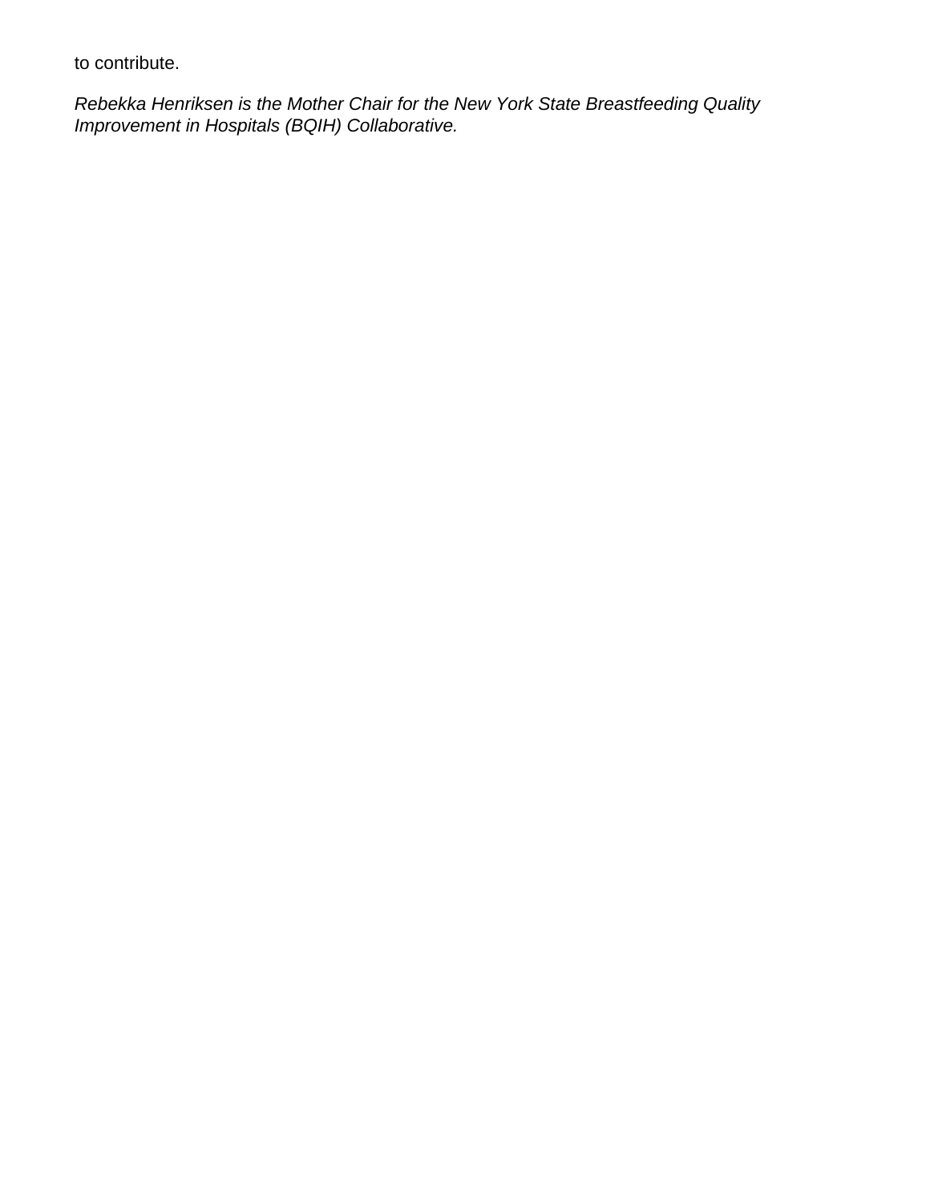to contribute.

*Rebekka Henriksen is the Mother Chair for the New York State Breastfeeding Quality Improvement in Hospitals (BQIH) Collaborative.*